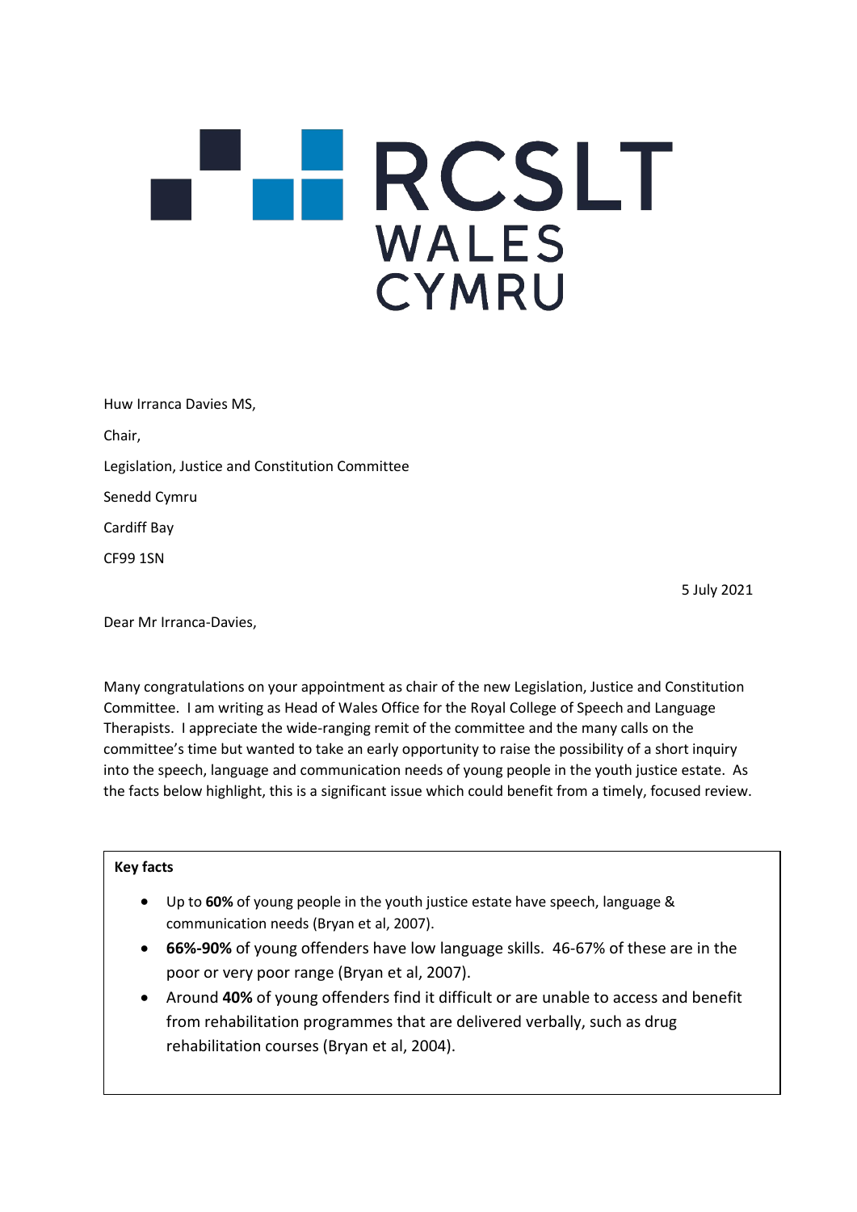RCSLT WALES CYMRU

Huw Irranca Davies MS,

Chair,

Legislation, Justice and Constitution Committee

Senedd Cymru

Cardiff Bay

CF99 1SN

5 July 2021

Dear Mr Irranca-Davies,

Many congratulations on your appointment as chair of the new Legislation, Justice and Constitution Committee. I am writing as Head of Wales Office for the Royal College of Speech and Language Therapists. I appreciate the wide-ranging remit of the committee and the many calls on the committee's time but wanted to take an early opportunity to raise the possibility of a short inquiry into the speech, language and communication needs of young people in the youth justice estate. As the facts below highlight, this is a significant issue which could benefit from a timely, focused review.

**Key facts**

- Up to **60%** of young people in the youth justice estate have speech, language & communication needs (Bryan et al, 2007).
- **66%-90%** of young offenders have low language skills. 46-67% of these are in the poor or very poor range (Bryan et al, 2007).
- Around **40%** of young offenders find it difficult or are unable to access and benefit from rehabilitation programmes that are delivered verbally, such as drug rehabilitation courses (Bryan et al, 2004).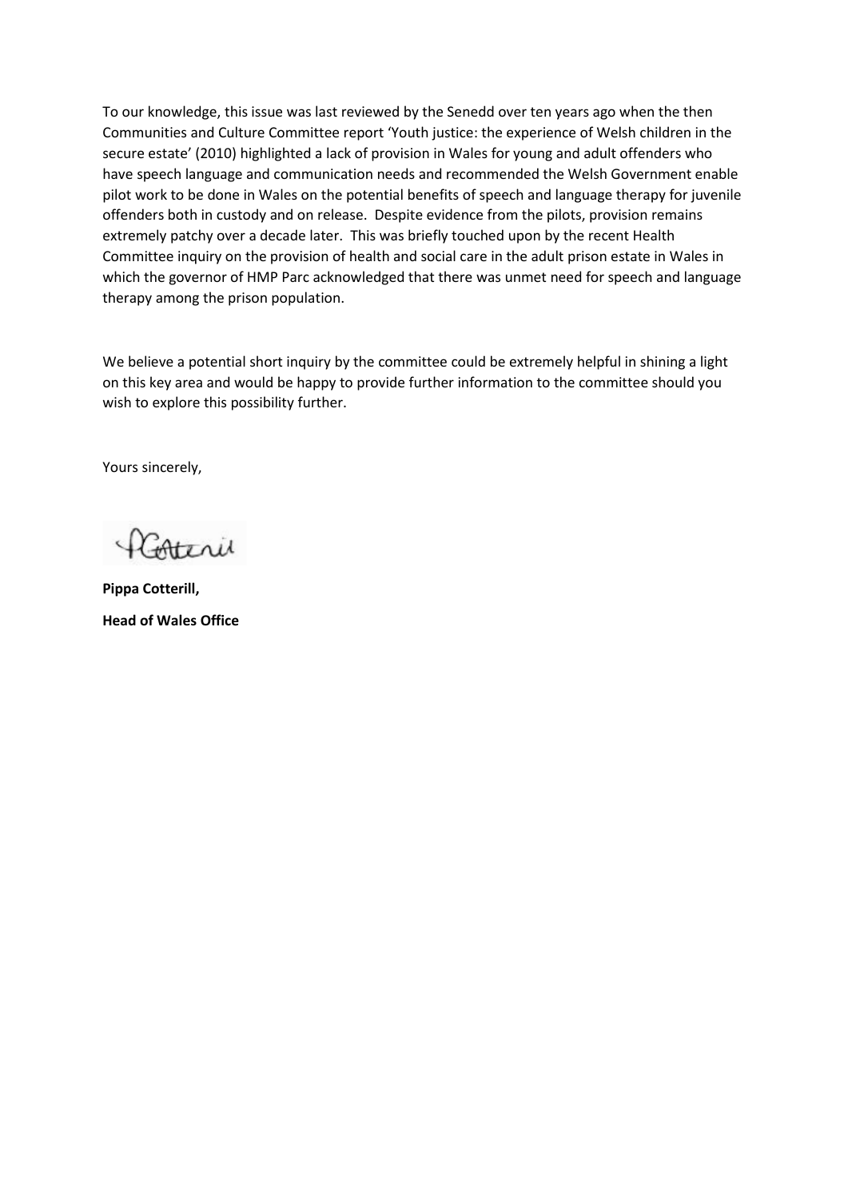To our knowledge, this issue was last reviewed by the Senedd over ten years ago when the then Communities and Culture Committee report 'Youth justice: the experience of Welsh children in the secure estate' (2010) highlighted a lack of provision in Wales for young and adult offenders who have speech language and communication needs and recommended the Welsh Government enable pilot work to be done in Wales on the potential benefits of speech and language therapy for juvenile offenders both in custody and on release. Despite evidence from the pilots, provision remains extremely patchy over a decade later. This was briefly touched upon by the recent Health Committee inquiry on the provision of health and social care in the adult prison estate in Wales in which the governor of HMP Parc acknowledged that there was unmet need for speech and language therapy among the prison population.

We believe a potential short inquiry by the committee could be extremely helpful in shining a light on this key area and would be happy to provide further information to the committee should you wish to explore this possibility further.

Yours sincerely,

**Pippa Cotterill,**

**Head of Wales Office**